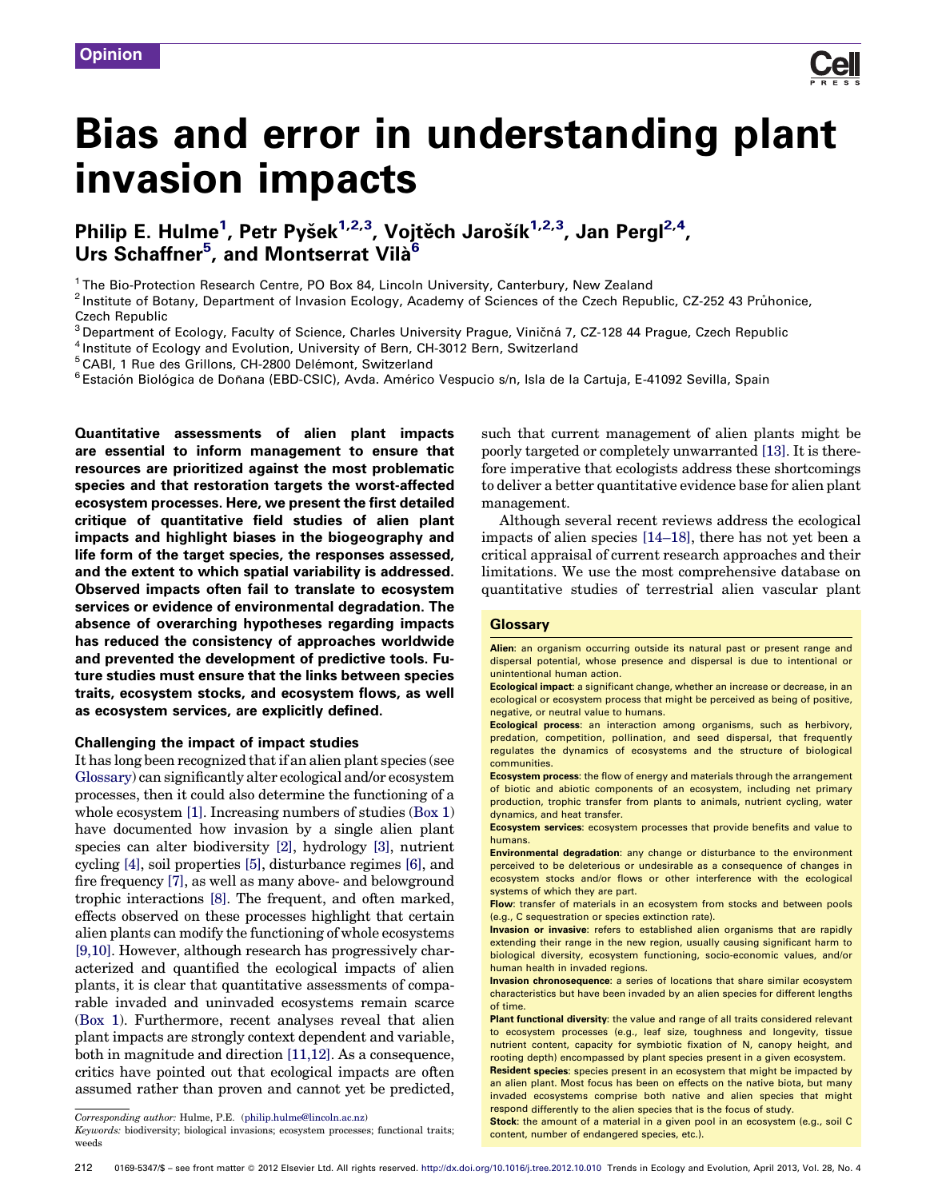Opinion

# Bias and error in understanding plant invasion impacts

**Philip E. Hulme[1], Petr Pyšek[1,2,3], Vojtěch Jarošík[1,2,3], Jan Pergl[2,4], Urs Schaffner[5], and Montserrat Vilà[6]**

[1] The Bio-Protection Research Centre, PO Box 84, Lincoln University, Canterbury, New Zealand
[2] Institute of Botany, Department of Invasion Ecology, Academy of Sciences of the Czech Republic, CZ-252 43 Průhonice, Czech Republic
[3] Department of Ecology, Faculty of Science, Charles University Prague, Viničná 7, CZ-128 44 Prague, Czech Republic
[4] Institute of Ecology and Evolution, University of Bern, CH-3012 Bern, Switzerland
[5] CABI, 1 Rue des Grillons, CH-2800 Delémont, Switzerland
[6] Estación Biológica de Doñana (EBD-CSIC), Avda. Américo Vespucio s/n, Isla de la Cartuja, E-41092 Sevilla, Spain

**Quantitative assessments of alien plant impacts are essential to inform management to ensure that resources are prioritized against the most problematic species and that restoration targets the worst-affected ecosystem processes. Here, we present the first detailed critique of quantitative field studies of alien plant impacts and highlight biases in the biogeography and life form of the target species, the responses assessed, and the extent to which spatial variability is addressed. Observed impacts often fail to translate to ecosystem services or evidence of environmental degradation. The absence of overarching hypotheses regarding impacts has reduced the consistency of approaches worldwide and prevented the development of predictive tools. Future studies must ensure that the links between species traits, ecosystem stocks, and ecosystem flows, as well as ecosystem services, are explicitly defined.**

## Challenging the impact of impact studies

It has long been recognized that if an alien plant species (see Glossary) can significantly alter ecological and/or ecosystem processes, then it could also determine the functioning of a whole ecosystem [1]. Increasing numbers of studies (Box 1) have documented how invasion by a single alien plant species can alter biodiversity [2], hydrology [3], nutrient cycling [4], soil properties [5], disturbance regimes [6], and fire frequency [7], as well as many above- and belowground trophic interactions [8]. The frequent, and often marked, effects observed on these processes highlight that certain alien plants can modify the functioning of whole ecosystems [9,10]. However, although research has progressively characterized and quantified the ecological impacts of alien plants, it is clear that quantitative assessments of comparable invaded and uninvaded ecosystems remain scarce (Box 1). Furthermore, recent analyses reveal that alien plant impacts are strongly context dependent and variable, both in magnitude and direction [11,12]. As a consequence, critics have pointed out that ecological impacts are often assumed rather than proven and cannot yet be predicted, such that current management of alien plants might be poorly targeted or completely unwarranted [13]. It is therefore imperative that ecologists address these shortcomings to deliver a better quantitative evidence base for alien plant management.

Although several recent reviews address the ecological impacts of alien species [14–18], there has not yet been a critical appraisal of current research approaches and their limitations. We use the most comprehensive database on quantitative studies of terrestrial alien vascular plant

*Corresponding author:* Hulme, P.E. (philip.hulme@lincoln.ac.nz)
*Keywords:* biodiversity; biological invasions; ecosystem processes; functional traits; weeds

## Glossary

**Alien**: an organism occurring outside its natural past or present range and dispersal potential, whose presence and dispersal is due to intentional or unintentional human action.

**Ecological impact**: a significant change, whether an increase or decrease, in an ecological or ecosystem process that might be perceived as being of positive, negative, or neutral value to humans.

**Ecological process**: an interaction among organisms, such as herbivory, predation, competition, pollination, and seed dispersal, that frequently regulates the dynamics of ecosystems and the structure of biological communities.

**Ecosystem process**: the flow of energy and materials through the arrangement of biotic and abiotic components of an ecosystem, including net primary production, trophic transfer from plants to animals, nutrient cycling, water dynamics, and heat transfer.

**Ecosystem services**: ecosystem processes that provide benefits and value to humans.

**Environmental degradation**: any change or disturbance to the environment perceived to be deleterious or undesirable as a consequence of changes in ecosystem stocks and/or flows or other interference with the ecological systems of which they are part.

**Flow**: transfer of materials in an ecosystem from stocks and between pools (e.g., C sequestration or species extinction rate).

**Invasion or invasive**: refers to established alien organisms that are rapidly extending their range in the new region, usually causing significant harm to biological diversity, ecosystem functioning, socio-economic values, and/or human health in invaded regions.

**Invasion chronosequence**: a series of locations that share similar ecosystem characteristics but have been invaded by an alien species for different lengths of time.

**Plant functional diversity**: the value and range of all traits considered relevant to ecosystem processes (e.g., leaf size, toughness and longevity, tissue nutrient content, capacity for symbiotic fixation of N, canopy height, and rooting depth) encompassed by plant species present in a given ecosystem.

**Resident species**: species present in an ecosystem that might be impacted by an alien plant. Most focus has been on effects on the native biota, but many invaded ecosystems comprise both native and alien species that might respond differently to the alien species that is the focus of study.

**Stock**: the amount of a material in a given pool in an ecosystem (e.g., soil C content, number of endangered species, etc.).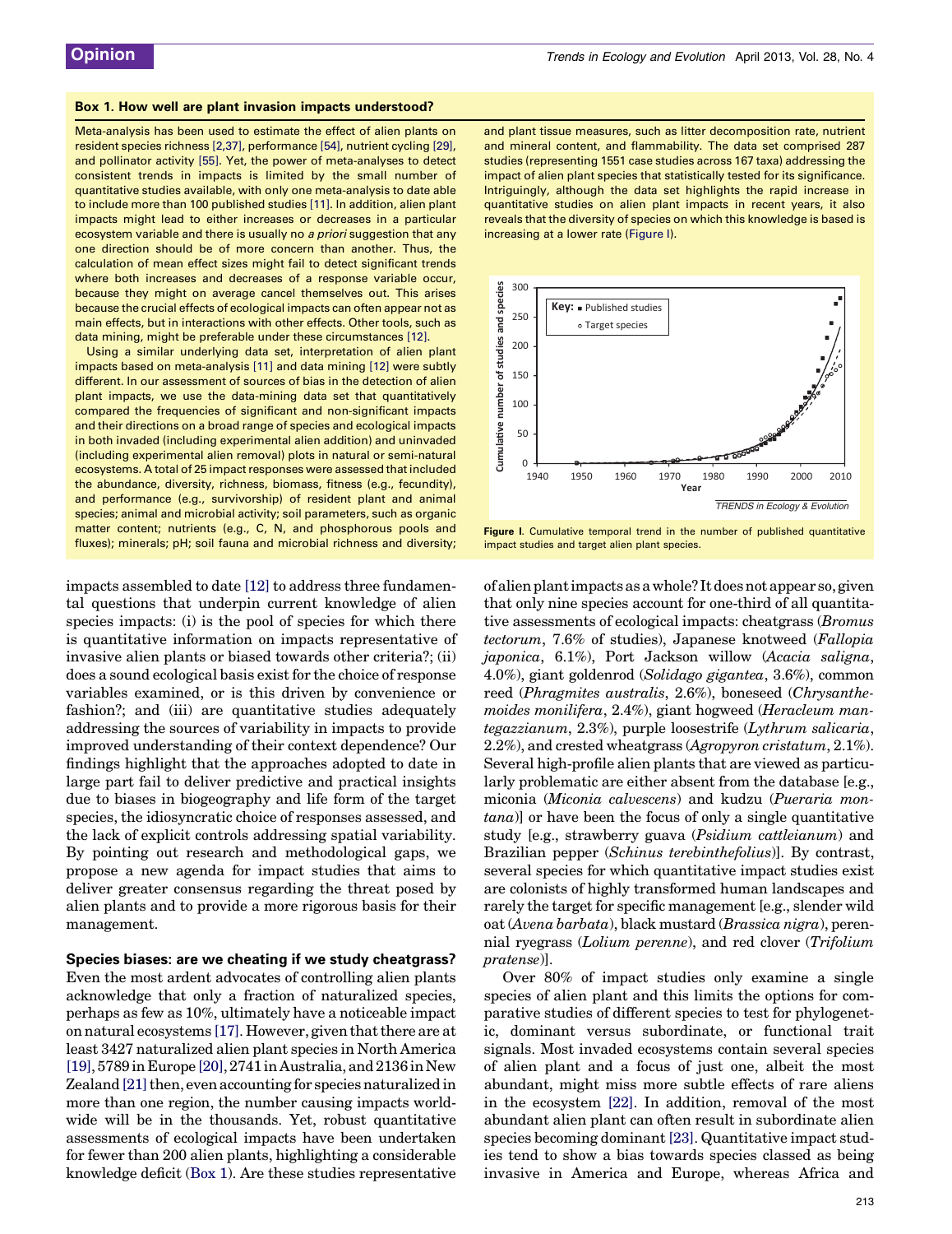### Box 1. How well are plant invasion impacts understood?

Meta-analysis has been used to estimate the effect of alien plants on resident species richness [2,37], performance [54], nutrient cycling [29], and pollinator activity [55]. Yet, the power of meta-analyses to detect consistent trends in impacts is limited by the small number of quantitative studies available, with only one meta-analysis to date able to include more than 100 published studies [11]. In addition, alien plant impacts might lead to either increases or decreases in a particular ecosystem variable and there is usually no *a priori* suggestion that any one direction should be of more concern than another. Thus, the calculation of mean effect sizes might fail to detect significant trends where both increases and decreases of a response variable occur, because they might on average cancel themselves out. This arises because the crucial effects of ecological impacts can often appear not as main effects, but in interactions with other effects. Other tools, such as data mining, might be preferable under these circumstances [12].

Using a similar underlying data set, interpretation of alien plant impacts based on meta-analysis [11] and data mining [12] were subtly different. In our assessment of sources of bias in the detection of alien plant impacts, we use the data-mining data set that quantitatively compared the frequencies of significant and non-significant impacts and their directions on a broad range of species and ecological impacts in both invaded (including experimental alien addition) and uninvaded (including experimental alien removal) plots in natural or semi-natural ecosystems. A total of 25 impact responses were assessed that included the abundance, diversity, richness, biomass, fitness (e.g., fecundity), and performance (e.g., survivorship) of resident plant and animal species; animal and microbial activity; soil parameters, such as organic matter content; nutrients (e.g., C, N, and phosphorous pools and fluxes); minerals; pH; soil fauna and microbial richness and diversity; and plant tissue measures, such as litter decomposition rate, nutrient and mineral content, and flammability. The data set comprised 287 studies (representing 1551 case studies across 167 taxa) addressing the impact of alien plant species that statistically tested for its significance. Intriguingly, although the data set highlights the rapid increase in quantitative studies on alien plant impacts in recent years, it also reveals that the diversity of species on which this knowledge is based is increasing at a lower rate (Figure I).

**Figure I**. Cumulative temporal trend in the number of published quantitative impact studies and target alien plant species.

impacts assembled to date [12] to address three fundamental questions that underpin current knowledge of alien species impacts: (i) is the pool of species for which there is quantitative information on impacts representative of invasive alien plants or biased towards other criteria?; (ii) does a sound ecological basis exist for the choice of response variables examined, or is this driven by convenience or fashion?; and (iii) are quantitative studies adequately addressing the sources of variability in impacts to provide improved understanding of their context dependence? Our findings highlight that the approaches adopted to date in large part fail to deliver predictive and practical insights due to biases in biogeography and life form of the target species, the idiosyncratic choice of responses assessed, and the lack of explicit controls addressing spatial variability. By pointing out research and methodological gaps, we propose a new agenda for impact studies that aims to deliver greater consensus regarding the threat posed by alien plants and to provide a more rigorous basis for their management.

## Species biases: are we cheating if we study cheatgrass?

Even the most ardent advocates of controlling alien plants acknowledge that only a fraction of naturalized species, perhaps as few as 10%, ultimately have a noticeable impact on natural ecosystems [17]. However, given that there are at least 3427 naturalized alien plant species in North America [19], 5789 in Europe [20], 2741 in Australia, and 2136 in New Zealand [21] then, even accounting for species naturalized in more than one region, the number causing impacts worldwide will be in the thousands. Yet, robust quantitative assessments of ecological impacts have been undertaken for fewer than 200 alien plants, highlighting a considerable knowledge deficit (Box 1). Are these studies representative of alien plant impacts as a whole? It does not appear so, given that only nine species account for one-third of all quantitative assessments of ecological impacts: cheatgrass (*Bromus tectorum*, 7.6% of studies), Japanese knotweed (*Fallopia japonica*, 6.1%), Port Jackson willow (*Acacia saligna*, 4.0%), giant goldenrod (*Solidago gigantea*, 3.6%), common reed (*Phragmites australis*, 2.6%), boneseed (*Chrysanthemoides monilifera*, 2.4%), giant hogweed (*Heracleum mantegazzianum*, 2.3%), purple loosestrife (*Lythrum salicaria*, 2.2%), and crested wheatgrass (*Agropyron cristatum*, 2.1%). Several high-profile alien plants that are viewed as particularly problematic are either absent from the database [e.g., miconia (*Miconia calvescens*) and kudzu (*Pueraria montana*)] or have been the focus of only a single quantitative study [e.g., strawberry guava (*Psidium cattleianum*) and Brazilian pepper (*Schinus terebinthefolius*)]. By contrast, several species for which quantitative impact studies exist are colonists of highly transformed human landscapes and rarely the target for specific management [e.g., slender wild oat (*Avena barbata*), black mustard (*Brassica nigra*), perennial ryegrass (*Lolium perenne*), and red clover (*Trifolium pratense*)].

Over 80% of impact studies only examine a single species of alien plant and this limits the options for comparative studies of different species to test for phylogenetic, dominant versus subordinate, or functional trait signals. Most invaded ecosystems contain several species of alien plant and a focus of just one, albeit the most abundant, might miss more subtle effects of rare aliens in the ecosystem [22]. In addition, removal of the most abundant alien plant can often result in subordinate alien species becoming dominant [23]. Quantitative impact studies tend to show a bias towards species classed as being invasive in America and Europe, whereas Africa and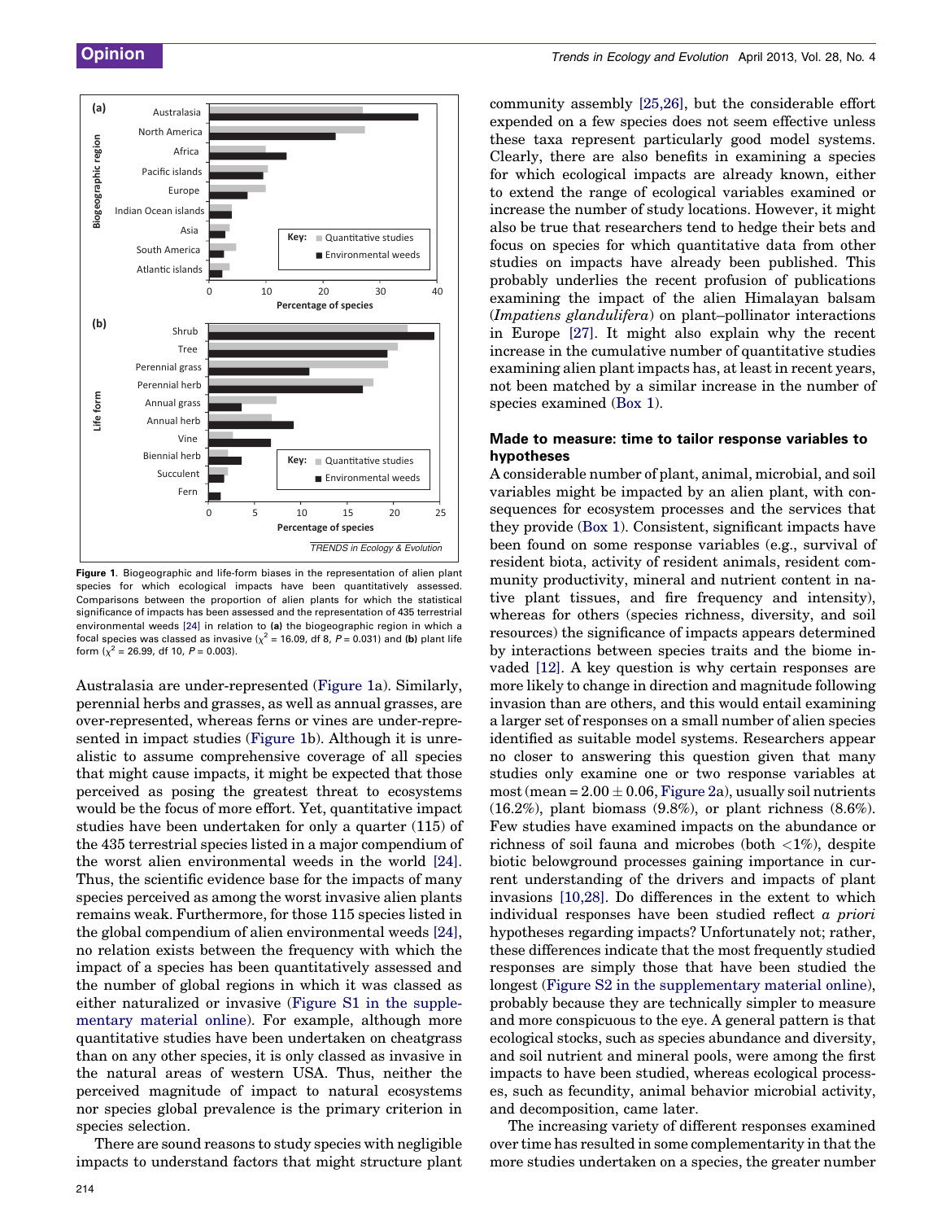(a)

Biogeographic region

Australasia
North America
Africa
Pacific islands
Europe
Indian Ocean islands
Asia
South America
Atlantic islands

0 10 20 30 40

Percentage of species

Key: Quantitative studies, Environmental weeds

(b)

Life form

Shrub
Tree
Perennial grass
Perennial herb
Annual grass
Annual herb
Vine
Biennial herb
Succulent
Fern

0 5 10 15 20 25

Percentage of species

Key: Quantitative studies, Environmental weeds

TRENDS in Ecology & Evolution

**Figure 1**. Biogeographic and life-form biases in the representation of alien plant species for which ecological impacts have been quantitatively assessed. Comparisons between the proportion of alien plants for which the statistical significance of impacts has been assessed and the representation of 435 terrestrial environmental weeds [24] in relation to **(a)** the biogeographic region in which a focal species was classed as invasive ($\chi^2 = 16.09$, df 8, $P = 0.031$) and **(b)** plant life form ($\chi^2 = 26.99$, df 10, $P = 0.003$).

Australasia are under-represented (Figure 1a). Similarly, perennial herbs and grasses, as well as annual grasses, are over-represented, whereas ferns or vines are under-represented in impact studies (Figure 1b). Although it is unrealistic to assume comprehensive coverage of all species that might cause impacts, it might be expected that those perceived as posing the greatest threat to ecosystems would be the focus of more effort. Yet, quantitative impact studies have been undertaken for only a quarter (115) of the 435 terrestrial species listed in a major compendium of the worst alien environmental weeds in the world [24]. Thus, the scientific evidence base for the impacts of many species perceived as among the worst invasive alien plants remains weak. Furthermore, for those 115 species listed in the global compendium of alien environmental weeds [24], no relation exists between the frequency with which the impact of a species has been quantitatively assessed and the number of global regions in which it was classed as either naturalized or invasive (Figure S1 in the supplementary material online). For example, although more quantitative studies have been undertaken on cheatgrass than on any other species, it is only classed as invasive in the natural areas of western USA. Thus, neither the perceived magnitude of impact to natural ecosystems nor species global prevalence is the primary criterion in species selection.

There are sound reasons to study species with negligible impacts to understand factors that might structure plant community assembly [25,26], but the considerable effort expended on a few species does not seem effective unless these taxa represent particularly good model systems. Clearly, there are also benefits in examining a species for which ecological impacts are already known, either to extend the range of ecological variables examined or increase the number of study locations. However, it might also be true that researchers tend to hedge their bets and focus on species for which quantitative data from other studies on impacts have already been published. This probably underlies the recent profusion of publications examining the impact of the alien Himalayan balsam (*Impatiens glandulifera*) on plant–pollinator interactions in Europe [27]. It might also explain why the recent increase in the cumulative number of quantitative studies examining alien plant impacts has, at least in recent years, not been matched by a similar increase in the number of species examined (Box 1).

## Made to measure: time to tailor response variables to hypotheses

A considerable number of plant, animal, microbial, and soil variables might be impacted by an alien plant, with consequences for ecosystem processes and the services that they provide (Box 1). Consistent, significant impacts have been found on some response variables (e.g., survival of resident biota, activity of resident animals, resident community productivity, mineral and nutrient content in native plant tissues, and fire frequency and intensity), whereas for others (species richness, diversity, and soil resources) the significance of impacts appears determined by interactions between species traits and the biome invaded [12]. A key question is why certain responses are more likely to change in direction and magnitude following invasion than are others, and this would entail examining a larger set of responses on a small number of alien species identified as suitable model systems. Researchers appear no closer to answering this question given that many studies only examine one or two response variables at most (mean = $2.00 \pm 0.06$, Figure 2a), usually soil nutrients (16.2%), plant biomass (9.8%), or plant richness (8.6%). Few studies have examined impacts on the abundance or richness of soil fauna and microbes (both <1%), despite biotic belowground processes gaining importance in current understanding of the drivers and impacts of plant invasions [10,28]. Do differences in the extent to which individual responses have been studied reflect *a priori* hypotheses regarding impacts? Unfortunately not; rather, these differences indicate that the most frequently studied responses are simply those that have been studied the longest (Figure S2 in the supplementary material online), probably because they are technically simpler to measure and more conspicuous to the eye. A general pattern is that ecological stocks, such as species abundance and diversity, and soil nutrient and mineral pools, were among the first impacts to have been studied, whereas ecological processes, such as fecundity, animal behavior microbial activity, and decomposition, came later.

The increasing variety of different responses examined over time has resulted in some complementarity in that the more studies undertaken on a species, the greater number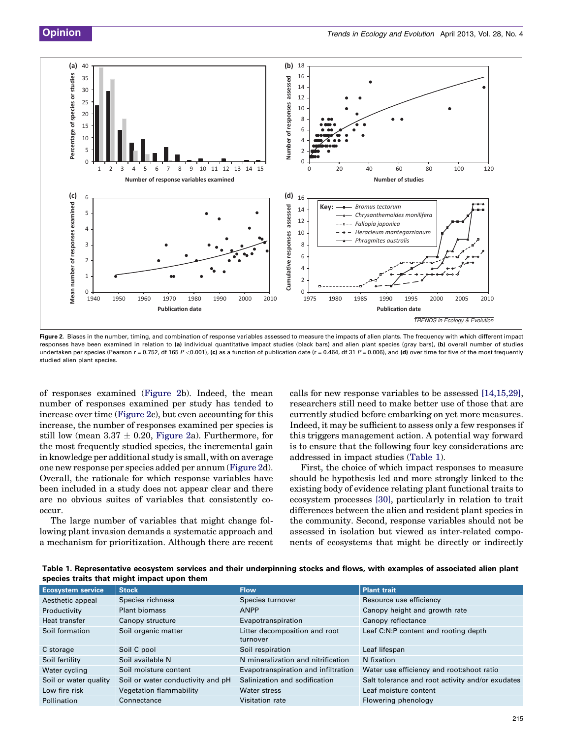**Figure 2.** Biases in the number, timing, and combination of response variables assessed to measure the impacts of alien plants. The frequency with which different impact responses have been examined in relation to **(a)** individual quantitative impact studies (black bars) and alien plant species (gray bars), **(b)** overall number of studies undertaken per species (Pearson r = 0.752, df 165 $P < 0.001$), **(c)** as a function of publication date (r = 0.464, df 31 $P = 0.006$), and **(d)** over time for five of the most frequently studied alien plant species.

of responses examined (Figure 2b). Indeed, the mean number of responses examined per study has tended to increase over time (Figure 2c), but even accounting for this increase, the number of responses examined per species is still low (mean $3.37 \pm 0.20$, Figure 2a). Furthermore, for the most frequently studied species, the incremental gain in knowledge per additional study is small, with on average one new response per species added per annum (Figure 2d). Overall, the rationale for which response variables have been included in a study does not appear clear and there are no obvious suites of variables that consistently co-occur.

The large number of variables that might change following plant invasion demands a systematic approach and a mechanism for prioritization. Although there are recent calls for new response variables to be assessed [14,15,29], researchers still need to make better use of those that are currently studied before embarking on yet more measures. Indeed, it may be sufficient to assess only a few responses if this triggers management action. A potential way forward is to ensure that the following four key considerations are addressed in impact studies (Table 1).

First, the choice of which impact responses to measure should be hypothesis led and more strongly linked to the existing body of evidence relating plant functional traits to ecosystem processes [30], particularly in relation to trait differences between the alien and resident plant species in the community. Second, response variables should not be assessed in isolation but viewed as inter-related components of ecosystems that might be directly or indirectly

**Table 1. Representative ecosystem services and their underpinning stocks and flows, with examples of associated alien plant species traits that might impact upon them**

| Ecosystem service | Stock | Flow | Plant trait |
|---|---|---|---|
| Aesthetic appeal | Species richness | Species turnover | Resource use efficiency |
| Productivity | Plant biomass | ANPP | Canopy height and growth rate |
| Heat transfer | Canopy structure | Evapotranspiration | Canopy reflectance |
| Soil formation | Soil organic matter | Litter decomposition and root turnover | Leaf C:N:P content and rooting depth |
| C storage | Soil C pool | Soil respiration | Leaf lifespan |
| Soil fertility | Soil available N | N mineralization and nitrification | N fixation |
| Water cycling | Soil moisture content | Evapotranspiration and infiltration | Water use efficiency and root:shoot ratio |
| Soil or water quality | Soil or water conductivity and pH | Salinization and sodification | Salt tolerance and root activity and/or exudates |
| Low fire risk | Vegetation flammability | Water stress | Leaf moisture content |
| Pollination | Connectance | Visitation rate | Flowering phenology |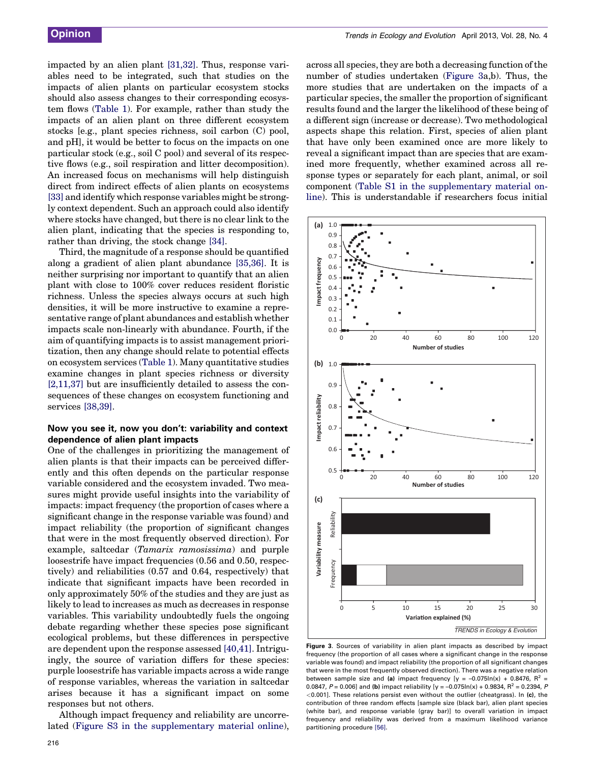impacted by an alien plant [31,32]. Thus, response variables need to be integrated, such that studies on the impacts of alien plants on particular ecosystem stocks should also assess changes to their corresponding ecosystem flows (Table 1). For example, rather than study the impacts of an alien plant on three different ecosystem stocks [e.g., plant species richness, soil carbon (C) pool, and pH], it would be better to focus on the impacts on one particular stock (e.g., soil C pool) and several of its respective flows (e.g., soil respiration and litter decomposition). An increased focus on mechanisms will help distinguish direct from indirect effects of alien plants on ecosystems [33] and identify which response variables might be strongly context dependent. Such an approach could also identify where stocks have changed, but there is no clear link to the alien plant, indicating that the species is responding to, rather than driving, the stock change [34].

Third, the magnitude of a response should be quantified along a gradient of alien plant abundance [35,36]. It is neither surprising nor important to quantify that an alien plant with close to 100% cover reduces resident floristic richness. Unless the species always occurs at such high densities, it will be more instructive to examine a representative range of plant abundances and establish whether impacts scale non-linearly with abundance. Fourth, if the aim of quantifying impacts is to assist management prioritization, then any change should relate to potential effects on ecosystem services (Table 1). Many quantitative studies examine changes in plant species richness or diversity [2,11,37] but are insufficiently detailed to assess the consequences of these changes on ecosystem functioning and services [38,39].

### Now you see it, now you don't: variability and context dependence of alien plant impacts

One of the challenges in prioritizing the management of alien plants is that their impacts can be perceived differently and this often depends on the particular response variable considered and the ecosystem invaded. Two measures might provide useful insights into the variability of impacts: impact frequency (the proportion of cases where a significant change in the response variable was found) and impact reliability (the proportion of significant changes that were in the most frequently observed direction). For example, saltcedar (*Tamarix ramosissima*) and purple loosestrife have impact frequencies (0.56 and 0.50, respectively) and reliabilities (0.57 and 0.64, respectively) that indicate that significant impacts have been recorded in only approximately 50% of the studies and they are just as likely to lead to increases as much as decreases in response variables. This variability undoubtedly fuels the ongoing debate regarding whether these species pose significant ecological problems, but these differences in perspective are dependent upon the response assessed [40,41]. Intriguingly, the source of variation differs for these species: purple loosestrife has variable impacts across a wide range of response variables, whereas the variation in saltcedar arises because it has a significant impact on some responses but not others.

Although impact frequency and reliability are uncorrelated (Figure S3 in the supplementary material online), across all species, they are both a decreasing function of the number of studies undertaken (Figure 3a,b). Thus, the more studies that are undertaken on the impacts of a particular species, the smaller the proportion of significant results found and the larger the likelihood of these being of a different sign (increase or decrease). Two methodological aspects shape this relation. First, species of alien plant that have only been examined once are more likely to reveal a significant impact than are species that are examined more frequently, whether examined across all response types or separately for each plant, animal, or soil component (Table S1 in the supplementary material online). This is understandable if researchers focus initial

**Figure 3**. Sources of variability in alien plant impacts as described by impact frequency (the proportion of all cases where a significant change in the response variable was found) and impact reliability (the proportion of all significant changes that were in the most frequently observed direction). There was a negative relation between sample size and **(a)** impact frequency [$y = -0.075\ln(x) + 0.8476$, $R^2 = 0.0847$, $P = 0.006$] and **(b)** impact reliability [$y = -0.075\ln(x) + 0.9834$, $R^2 = 0.2394$, $P < 0.001$]. These relations persist even without the outlier (cheatgrass). In **(c)**, the contribution of three random effects [sample size (black bar), alien plant species (white bar), and response variable (gray bar)] to overall variation in impact frequency and reliability was derived from a maximum likelihood variance partitioning procedure [56].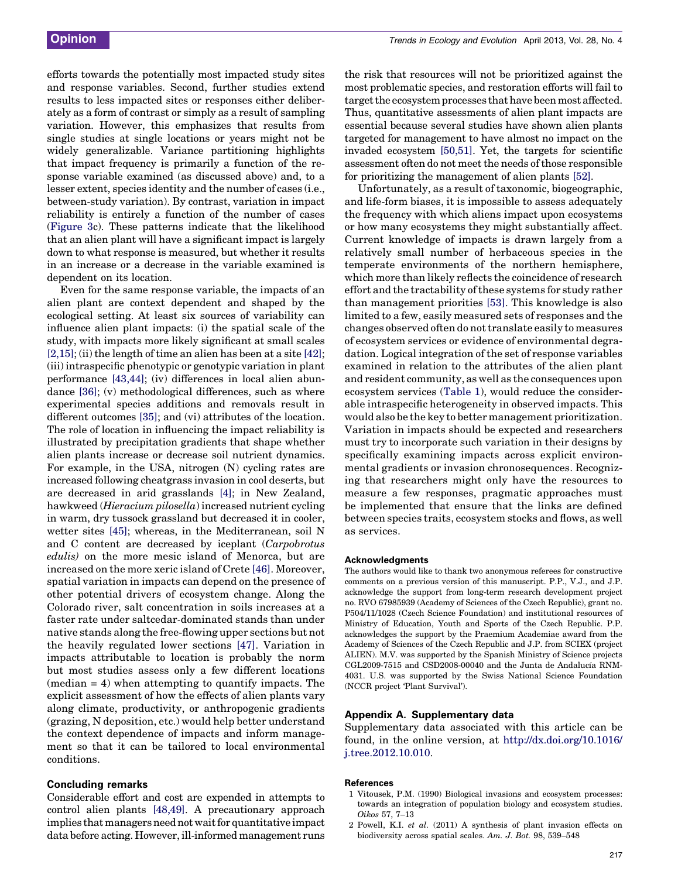efforts towards the potentially most impacted study sites and response variables. Second, further studies extend results to less impacted sites or responses either deliberately as a form of contrast or simply as a result of sampling variation. However, this emphasizes that results from single studies at single locations or years might not be widely generalizable. Variance partitioning highlights that impact frequency is primarily a function of the response variable examined (as discussed above) and, to a lesser extent, species identity and the number of cases (i.e., between-study variation). By contrast, variation in impact reliability is entirely a function of the number of cases (Figure 3c). These patterns indicate that the likelihood that an alien plant will have a significant impact is largely down to what response is measured, but whether it results in an increase or a decrease in the variable examined is dependent on its location.

Even for the same response variable, the impacts of an alien plant are context dependent and shaped by the ecological setting. At least six sources of variability can influence alien plant impacts: (i) the spatial scale of the study, with impacts more likely significant at small scales [2,15]; (ii) the length of time an alien has been at a site [42]; (iii) intraspecific phenotypic or genotypic variation in plant performance [43,44]; (iv) differences in local alien abundance [36]; (v) methodological differences, such as where experimental species additions and removals result in different outcomes [35]; and (vi) attributes of the location. The role of location in influencing the impact reliability is illustrated by precipitation gradients that shape whether alien plants increase or decrease soil nutrient dynamics. For example, in the USA, nitrogen (N) cycling rates are increased following cheatgrass invasion in cool deserts, but are decreased in arid grasslands [4]; in New Zealand, hawkweed (*Hieracium pilosella*) increased nutrient cycling in warm, dry tussock grassland but decreased it in cooler, wetter sites [45]; whereas, in the Mediterranean, soil N and C content are decreased by iceplant (*Carpobrotus edulis*) on the more mesic island of Menorca, but are increased on the more xeric island of Crete [46]. Moreover, spatial variation in impacts can depend on the presence of other potential drivers of ecosystem change. Along the Colorado river, salt concentration in soils increases at a faster rate under saltcedar-dominated stands than under native stands along the free-flowing upper sections but not the heavily regulated lower sections [47]. Variation in impacts attributable to location is probably the norm but most studies assess only a few different locations (median = 4) when attempting to quantify impacts. The explicit assessment of how the effects of alien plants vary along climate, productivity, or anthropogenic gradients (grazing, N deposition, etc.) would help better understand the context dependence of impacts and inform management so that it can be tailored to local environmental conditions.

## Concluding remarks

Considerable effort and cost are expended in attempts to control alien plants [48,49]. A precautionary approach implies that managers need not wait for quantitative impact data before acting. However, ill-informed management runs the risk that resources will not be prioritized against the most problematic species, and restoration efforts will fail to target the ecosystem processes that have been most affected. Thus, quantitative assessments of alien plant impacts are essential because several studies have shown alien plants targeted for management to have almost no impact on the invaded ecosystem [50,51]. Yet, the targets for scientific assessment often do not meet the needs of those responsible for prioritizing the management of alien plants [52].

Unfortunately, as a result of taxonomic, biogeographic, and life-form biases, it is impossible to assess adequately the frequency with which aliens impact upon ecosystems or how many ecosystems they might substantially affect. Current knowledge of impacts is drawn largely from a relatively small number of herbaceous species in the temperate environments of the northern hemisphere, which more than likely reflects the coincidence of research effort and the tractability of these systems for study rather than management priorities [53]. This knowledge is also limited to a few, easily measured sets of responses and the changes observed often do not translate easily to measures of ecosystem services or evidence of environmental degradation. Logical integration of the set of response variables examined in relation to the attributes of the alien plant and resident community, as well as the consequences upon ecosystem services (Table 1), would reduce the considerable intraspecific heterogeneity in observed impacts. This would also be the key to better management prioritization. Variation in impacts should be expected and researchers must try to incorporate such variation in their designs by specifically examining impacts across explicit environmental gradients or invasion chronosequences. Recognizing that researchers might only have the resources to measure a few responses, pragmatic approaches must be implemented that ensure that the links are defined between species traits, ecosystem stocks and flows, as well as services.

### Acknowledgments

The authors would like to thank two anonymous referees for constructive comments on a previous version of this manuscript. P.P., V.J., and J.P. acknowledge the support from long-term research development project no. RVO 67985939 (Academy of Sciences of the Czech Republic), grant no. P504/11/1028 (Czech Science Foundation) and institutional resources of Ministry of Education, Youth and Sports of the Czech Republic. P.P. acknowledges the support by the Praemium Academiae award from the Academy of Sciences of the Czech Republic and J.P. from SCIEX (project ALIEN). M.V. was supported by the Spanish Ministry of Science projects CGL2009-7515 and CSD2008-00040 and the Junta de Andalucía RNM-4031. U.S. was supported by the Swiss National Science Foundation (NCCR project 'Plant Survival').

## Appendix A. Supplementary data

Supplementary data associated with this article can be found, in the online version, at http://dx.doi.org/10.1016/j.tree.2012.10.010.

### References

1 Vitousek, P.M. (1990) Biological invasions and ecosystem processes: towards an integration of population biology and ecosystem studies. *Oikos* 57, 7–13

2 Powell, K.I. *et al.* (2011) A synthesis of plant invasion effects on biodiversity across spatial scales. *Am. J. Bot.* 98, 539–548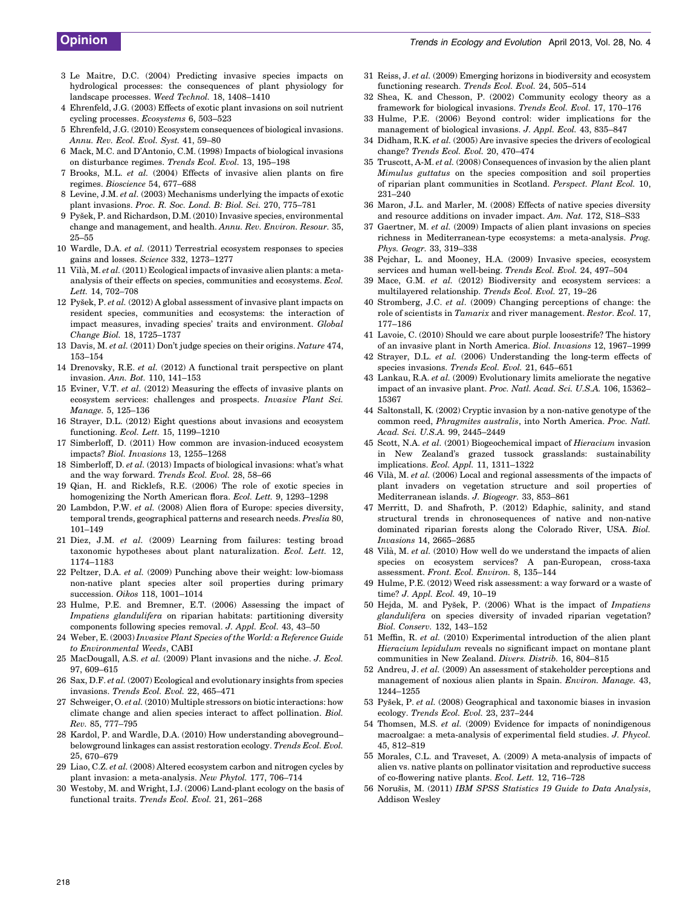3 Le Maitre, D.C. (2004) Predicting invasive species impacts on hydrological processes: the consequences of plant physiology for landscape processes. *Weed Technol.* 18, 1408–1410

4 Ehrenfeld, J.G. (2003) Effects of exotic plant invasions on soil nutrient cycling processes. *Ecosystems* 6, 503–523

5 Ehrenfeld, J.G. (2010) Ecosystem consequences of biological invasions. *Annu. Rev. Ecol. Evol. Syst.* 41, 59–80

6 Mack, M.C. and D'Antonio, C.M. (1998) Impacts of biological invasions on disturbance regimes. *Trends Ecol. Evol.* 13, 195–198

7 Brooks, M.L. *et al.* (2004) Effects of invasive alien plants on fire regimes. *Bioscience* 54, 677–688

8 Levine, J.M. *et al.* (2003) Mechanisms underlying the impacts of exotic plant invasions. *Proc. R. Soc. Lond. B: Biol. Sci.* 270, 775–781

9 Pyšek, P. and Richardson, D.M. (2010) Invasive species, environmental change and management, and health. *Annu. Rev. Environ. Resour.* 35, 25–55

10 Wardle, D.A. *et al.* (2011) Terrestrial ecosystem responses to species gains and losses. *Science* 332, 1273–1277

11 Vilà, M. *et al.* (2011) Ecological impacts of invasive alien plants: a meta-analysis of their effects on species, communities and ecosystems. *Ecol. Lett.* 14, 702–708

12 Pyšek, P. *et al.* (2012) A global assessment of invasive plant impacts on resident species, communities and ecosystems: the interaction of impact measures, invading species' traits and environment. *Global Change Biol.* 18, 1725–1737

13 Davis, M. *et al.* (2011) Don't judge species on their origins. *Nature* 474, 153–154

14 Drenovsky, R.E. *et al.* (2012) A functional trait perspective on plant invasion. *Ann. Bot.* 110, 141–153

15 Eviner, V.T. *et al.* (2012) Measuring the effects of invasive plants on ecosystem services: challenges and prospects. *Invasive Plant Sci. Manage.* 5, 125–136

16 Strayer, D.L. (2012) Eight questions about invasions and ecosystem functioning. *Ecol. Lett.* 15, 1199–1210

17 Simberloff, D. (2011) How common are invasion-induced ecosystem impacts? *Biol. Invasions* 13, 1255–1268

18 Simberloff, D. *et al.* (2013) Impacts of biological invasions: what's what and the way forward. *Trends Ecol. Evol.* 28, 58–66

19 Qian, H. and Ricklefs, R.E. (2006) The role of exotic species in homogenizing the North American flora. *Ecol. Lett.* 9, 1293–1298

20 Lambdon, P.W. *et al.* (2008) Alien flora of Europe: species diversity, temporal trends, geographical patterns and research needs. *Preslia* 80, 101–149

21 Diez, J.M. *et al.* (2009) Learning from failures: testing broad taxonomic hypotheses about plant naturalization. *Ecol. Lett.* 12, 1174–1183

22 Peltzer, D.A. *et al.* (2009) Punching above their weight: low-biomass non-native plant species alter soil properties during primary succession. *Oikos* 118, 1001–1014

23 Hulme, P.E. and Bremner, E.T. (2006) Assessing the impact of *Impatiens glandulifera* on riparian habitats: partitioning diversity components following species removal. *J. Appl. Ecol.* 43, 43–50

24 Weber, E. (2003) *Invasive Plant Species of the World: a Reference Guide to Environmental Weeds*, CABI

25 MacDougall, A.S. *et al.* (2009) Plant invasions and the niche. *J. Ecol.* 97, 609–615

26 Sax, D.F. *et al.* (2007) Ecological and evolutionary insights from species invasions. *Trends Ecol. Evol.* 22, 465–471

27 Schweiger, O. *et al.* (2010) Multiple stressors on biotic interactions: how climate change and alien species interact to affect pollination. *Biol. Rev.* 85, 777–795

28 Kardol, P. and Wardle, D.A. (2010) How understanding aboveground–belowground linkages can assist restoration ecology. *Trends Ecol. Evol.* 25, 670–679

29 Liao, C.Z. *et al.* (2008) Altered ecosystem carbon and nitrogen cycles by plant invasion: a meta-analysis. *New Phytol.* 177, 706–714

30 Westoby, M. and Wright, I.J. (2006) Land-plant ecology on the basis of functional traits. *Trends Ecol. Evol.* 21, 261–268

31 Reiss, J. *et al.* (2009) Emerging horizons in biodiversity and ecosystem functioning research. *Trends Ecol. Evol.* 24, 505–514

32 Shea, K. and Chesson, P. (2002) Community ecology theory as a framework for biological invasions. *Trends Ecol. Evol.* 17, 170–176

33 Hulme, P.E. (2006) Beyond control: wider implications for the management of biological invasions. *J. Appl. Ecol.* 43, 835–847

34 Didham, R.K. *et al.* (2005) Are invasive species the drivers of ecological change? *Trends Ecol. Evol.* 20, 470–474

35 Truscott, A-M. *et al.* (2008) Consequences of invasion by the alien plant *Mimulus guttatus* on the species composition and soil properties of riparian plant communities in Scotland. *Perspect. Plant Ecol.* 10, 231–240

36 Maron, J.L. and Marler, M. (2008) Effects of native species diversity and resource additions on invader impact. *Am. Nat.* 172, S18–S33

37 Gaertner, M. *et al.* (2009) Impacts of alien plant invasions on species richness in Mediterranean-type ecosystems: a meta-analysis. *Prog. Phys. Geogr.* 33, 319–338

38 Pejchar, L. and Mooney, H.A. (2009) Invasive species, ecosystem services and human well-being. *Trends Ecol. Evol.* 24, 497–504

39 Mace, G.M. *et al.* (2012) Biodiversity and ecosystem services: a multilayered relationship. *Trends Ecol. Evol.* 27, 19–26

40 Stromberg, J.C. *et al.* (2009) Changing perceptions of change: the role of scientists in *Tamarix* and river management. *Restor. Ecol.* 17, 177–186

41 Lavoie, C. (2010) Should we care about purple loosestrife? The history of an invasive plant in North America. *Biol. Invasions* 12, 1967–1999

42 Strayer, D.L. *et al.* (2006) Understanding the long-term effects of species invasions. *Trends Ecol. Evol.* 21, 645–651

43 Lankau, R.A. *et al.* (2009) Evolutionary limits ameliorate the negative impact of an invasive plant. *Proc. Natl. Acad. Sci. U.S.A.* 106, 15362–15367

44 Saltonstall, K. (2002) Cryptic invasion by a non-native genotype of the common reed, *Phragmites australis*, into North America. *Proc. Natl. Acad. Sci. U.S.A.* 99, 2445–2449

45 Scott, N.A. *et al.* (2001) Biogeochemical impact of *Hieracium* invasion in New Zealand's grazed tussock grasslands: sustainability implications. *Ecol. Appl.* 11, 1311–1322

46 Vilà, M. *et al.* (2006) Local and regional assessments of the impacts of plant invaders on vegetation structure and soil properties of Mediterranean islands. *J. Biogeogr.* 33, 853–861

47 Merritt, D. and Shafroth, P. (2012) Edaphic, salinity, and stand structural trends in chronosequences of native and non-native dominated riparian forests along the Colorado River, USA. *Biol. Invasions* 14, 2665–2685

48 Vilà, M. *et al.* (2010) How well do we understand the impacts of alien species on ecosystem services? A pan-European, cross-taxa assessment. *Front. Ecol. Environ.* 8, 135–144

49 Hulme, P.E. (2012) Weed risk assessment: a way forward or a waste of time? *J. Appl. Ecol.* 49, 10–19

50 Hejda, M. and Pyšek, P. (2006) What is the impact of *Impatiens glandulifera* on species diversity of invaded riparian vegetation? *Biol. Conserv.* 132, 143–152

51 Meffin, R. *et al.* (2010) Experimental introduction of the alien plant *Hieracium lepidulum* reveals no significant impact on montane plant communities in New Zealand. *Divers. Distrib.* 16, 804–815

52 Andreu, J. *et al.* (2009) An assessment of stakeholder perceptions and management of noxious alien plants in Spain. *Environ. Manage.* 43, 1244–1255

53 Pyšek, P. *et al.* (2008) Geographical and taxonomic biases in invasion ecology. *Trends Ecol. Evol.* 23, 237–244

54 Thomsen, M.S. *et al.* (2009) Evidence for impacts of nonindigenous macroalgae: a meta-analysis of experimental field studies. *J. Phycol.* 45, 812–819

55 Morales, C.L. and Traveset, A. (2009) A meta-analysis of impacts of alien vs. native plants on pollinator visitation and reproductive success of co-flowering native plants. *Ecol. Lett.* 12, 716–728

56 Norušis, M. (2011) *IBM SPSS Statistics 19 Guide to Data Analysis*, Addison Wesley